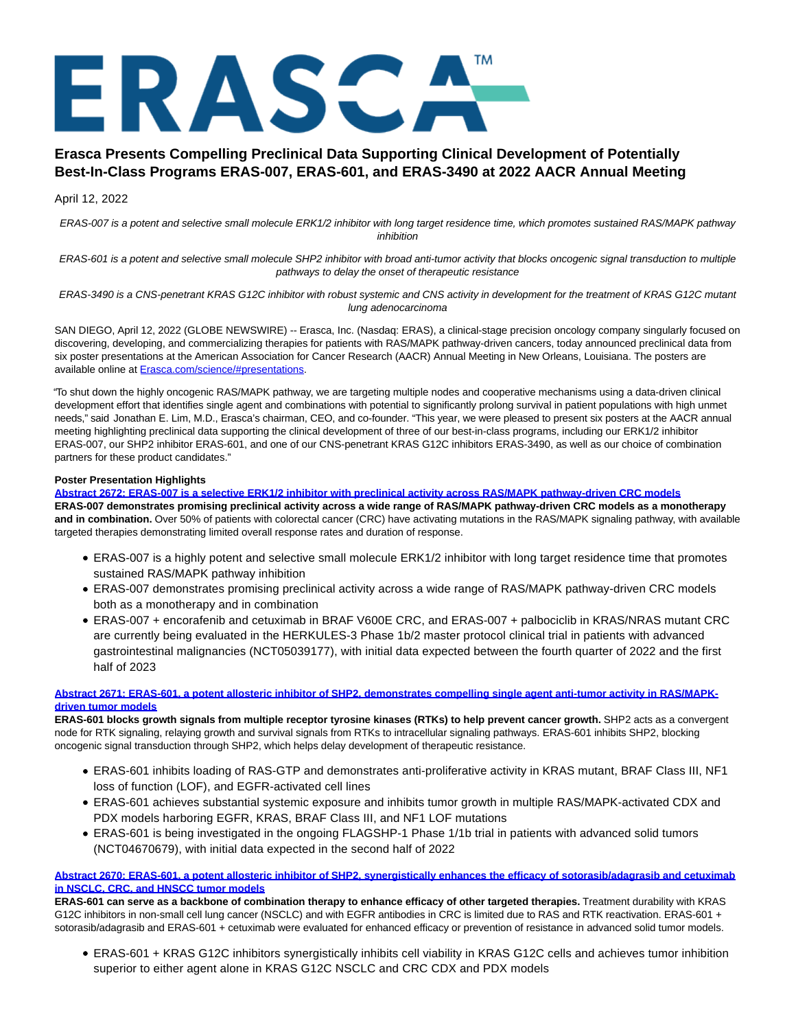# Erasca Presents Compelling Preclinical Data Supporting Clinical Development of Potentially Best-In-Class Programs ERAS-007, ERAS-601, and ERAS-3490 at 2022 AACR Annual Meeting

April 12, 2022

*ERAS-007 is a potent and selective small molecule ERK1/2 inhibitor with long target residence time, which promotes sustained RAS/MAPK pathway inhibition*

*ERAS-601 is a potent and selective small molecule SHP2 inhibitor with broad anti-tumor activity that blocks oncogenic signal transduction to multiple pathways to delay the onset of therapeutic resistance*

*ERAS-3490 is a CNS-penetrant KRAS G12C inhibitor with robust systemic and CNS activity in development for the treatment of KRAS G12C mutant lung adenocarcinoma*

SAN DIEGO, April 12, 2022 (GLOBE NEWSWIRE) -- Erasca, Inc. (Nasdaq: ERAS), a clinical-stage precision oncology company singularly focused on discovering, developing, and commercializing therapies for patients with RAS/MAPK pathway-driven cancers, today announced preclinical data from six poster presentations at the American Association for Cancer Research (AACR) Annual Meeting in New Orleans, Louisiana. The posters are available online at [Erasca.com/science/#presentations](Erasca.com/science/#presentations).

"To shut down the highly oncogenic RAS/MAPK pathway, we are targeting multiple nodes and cooperative mechanisms using a data-driven clinical development effort that identifies single agent and combinations with potential to significantly prolong survival in patient populations with high unmet needs," said Jonathan E. Lim, M.D., Erasca's chairman, CEO, and co-founder. "This year, we were pleased to present six posters at the AACR annual meeting highlighting preclinical data supporting the clinical development of three of our best-in-class programs, including our ERK1/2 inhibitor ERAS-007, our SHP2 inhibitor ERAS-601, and one of our CNS-penetrant KRAS G12C inhibitors ERAS-3490, as well as our choice of combination partners for these product candidates."

**Poster Presentation Highlights**

**Abstract 2672: ERAS-007 is a selective ERK1/2 inhibitor with preclinical activity across RAS/MAPK pathway-driven CRC models**

**ERAS-007 demonstrates promising preclinical activity across a wide range of RAS/MAPK pathway-driven CRC models as a monotherapy and in combination.** Over 50% of patients with colorectal cancer (CRC) have activating mutations in the RAS/MAPK signaling pathway, with available targeted therapies demonstrating limited overall response rates and duration of response.

- ERAS-007 is a highly potent and selective small molecule ERK1/2 inhibitor with long target residence time that promotes sustained RAS/MAPK pathway inhibition
- ERAS-007 demonstrates promising preclinical activity across a wide range of RAS/MAPK pathway-driven CRC models both as a monotherapy and in combination
- ERAS-007 + encorafenib and cetuximab in BRAF V600E CRC, and ERAS-007 + palbociclib in KRAS/NRAS mutant CRC are currently being evaluated in the HERKULES-3 Phase 1b/2 master protocol clinical trial in patients with advanced gastrointestinal malignancies (NCT05039177), with initial data expected between the fourth quarter of 2022 and the first half of 2023

**Abstract 2671: ERAS-601, a potent allosteric inhibitor of SHP2, demonstrates compelling single agent anti-tumor activity in RAS/MAPK-driven tumor models**

**ERAS-601 blocks growth signals from multiple receptor tyrosine kinases (RTKs) to help prevent cancer growth.** SHP2 acts as a convergent node for RTK signaling, relaying growth and survival signals from RTKs to intracellular signaling pathways. ERAS-601 inhibits SHP2, blocking oncogenic signal transduction through SHP2, which helps delay development of therapeutic resistance.

- ERAS-601 inhibits loading of RAS-GTP and demonstrates anti-proliferative activity in KRAS mutant, BRAF Class III, NF1 loss of function (LOF), and EGFR-activated cell lines
- ERAS-601 achieves substantial systemic exposure and inhibits tumor growth in multiple RAS/MAPK-activated CDX and PDX models harboring EGFR, KRAS, BRAF Class III, and NF1 LOF mutations
- ERAS-601 is being investigated in the ongoing FLAGSHP-1 Phase 1/1b trial in patients with advanced solid tumors (NCT04670679), with initial data expected in the second half of 2022

**Abstract 2670: ERAS-601, a potent allosteric inhibitor of SHP2, synergistically enhances the efficacy of sotorasib/adagrasib and cetuximab in NSCLC, CRC, and HNSCC tumor models**

**ERAS-601 can serve as a backbone of combination therapy to enhance efficacy of other targeted therapies.** Treatment durability with KRAS G12C inhibitors in non-small cell lung cancer (NSCLC) and with EGFR antibodies in CRC is limited due to RAS and RTK reactivation. ERAS-601 + sotorasib/adagrasib and ERAS-601 + cetuximab were evaluated for enhanced efficacy or prevention of resistance in advanced solid tumor models.

- ERAS-601 + KRAS G12C inhibitors synergistically inhibits cell viability in KRAS G12C cells and achieves tumor inhibition superior to either agent alone in KRAS G12C NSCLC and CRC CDX and PDX models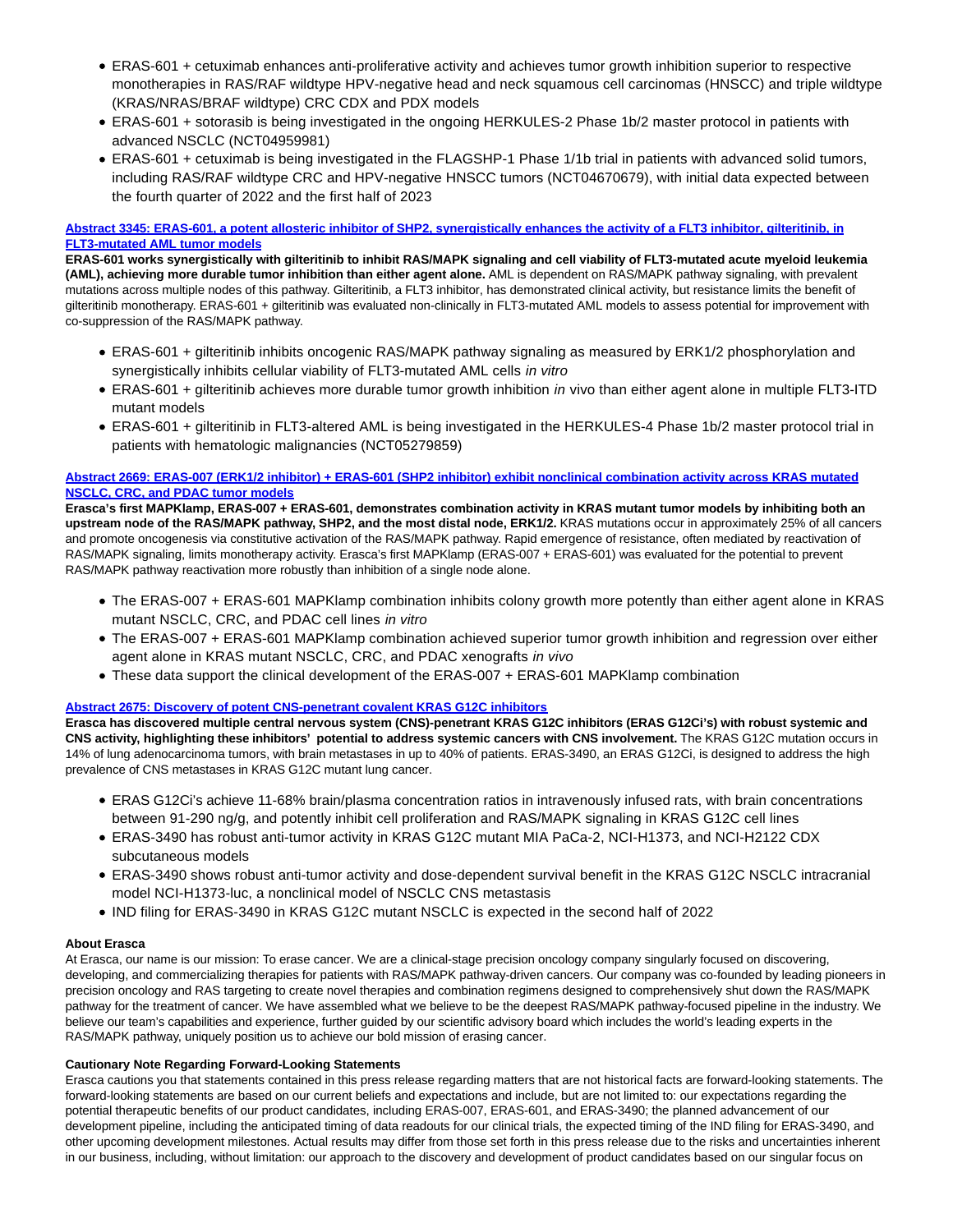- ERAS-601 + cetuximab enhances anti-proliferative activity and achieves tumor growth inhibition superior to respective monotherapies in RAS/RAF wildtype HPV-negative head and neck squamous cell carcinomas (HNSCC) and triple wildtype (KRAS/NRAS/BRAF wildtype) CRC CDX and PDX models
- ERAS-601 + sotorasib is being investigated in the ongoing HERKULES-2 Phase 1b/2 master protocol in patients with advanced NSCLC (NCT04959981)
- ERAS-601 + cetuximab is being investigated in the FLAGSHP-1 Phase 1/1b trial in patients with advanced solid tumors, including RAS/RAF wildtype CRC and HPV-negative HNSCC tumors (NCT04670679), with initial data expected between the fourth quarter of 2022 and the first half of 2023

**Abstract 3345: ERAS-601, a potent allosteric inhibitor of SHP2, synergistically enhances the activity of a FLT3 inhibitor, gilteritinib, in FLT3-mutated AML tumor models**

**ERAS-601 works synergistically with gilteritinib to inhibit RAS/MAPK signaling and cell viability of FLT3-mutated acute myeloid leukemia (AML), achieving more durable tumor inhibition than either agent alone.** AML is dependent on RAS/MAPK pathway signaling, with prevalent mutations across multiple nodes of this pathway. Gilteritinib, a FLT3 inhibitor, has demonstrated clinical activity, but resistance limits the benefit of gilteritinib monotherapy. ERAS-601 + gilteritinib was evaluated non-clinically in FLT3-mutated AML models to assess potential for improvement with co-suppression of the RAS/MAPK pathway.

- ERAS-601 + gilteritinib inhibits oncogenic RAS/MAPK pathway signaling as measured by ERK1/2 phosphorylation and synergistically inhibits cellular viability of FLT3-mutated AML cells *in vitro*
- ERAS-601 + gilteritinib achieves more durable tumor growth inhibition *in* vivo than either agent alone in multiple FLT3-ITD mutant models
- ERAS-601 + gilteritinib in FLT3-altered AML is being investigated in the HERKULES-4 Phase 1b/2 master protocol trial in patients with hematologic malignancies (NCT05279859)

**Abstract 2669: ERAS-007 (ERK1/2 inhibitor) + ERAS-601 (SHP2 inhibitor) exhibit nonclinical combination activity across KRAS mutated NSCLC, CRC, and PDAC tumor models**

**Erasca's first MAPKlamp, ERAS-007 + ERAS-601, demonstrates combination activity in KRAS mutant tumor models by inhibiting both an upstream node of the RAS/MAPK pathway, SHP2, and the most distal node, ERK1/2.** KRAS mutations occur in approximately 25% of all cancers and promote oncogenesis via constitutive activation of the RAS/MAPK pathway. Rapid emergence of resistance, often mediated by reactivation of RAS/MAPK signaling, limits monotherapy activity. Erasca's first MAPKlamp (ERAS-007 + ERAS-601) was evaluated for the potential to prevent RAS/MAPK pathway reactivation more robustly than inhibition of a single node alone.

- The ERAS-007 + ERAS-601 MAPKlamp combination inhibits colony growth more potently than either agent alone in KRAS mutant NSCLC, CRC, and PDAC cell lines *in vitro*
- The ERAS-007 + ERAS-601 MAPKlamp combination achieved superior tumor growth inhibition and regression over either agent alone in KRAS mutant NSCLC, CRC, and PDAC xenografts *in vivo*
- These data support the clinical development of the ERAS-007 + ERAS-601 MAPKlamp combination

**Abstract 2675: Discovery of potent CNS-penetrant covalent KRAS G12C inhibitors**

**Erasca has discovered multiple central nervous system (CNS)-penetrant KRAS G12C inhibitors (ERAS G12Ci's) with robust systemic and CNS activity, highlighting these inhibitors' potential to address systemic cancers with CNS involvement.** The KRAS G12C mutation occurs in 14% of lung adenocarcinoma tumors, with brain metastases in up to 40% of patients. ERAS-3490, an ERAS G12Ci, is designed to address the high prevalence of CNS metastases in KRAS G12C mutant lung cancer.

- ERAS G12Ci's achieve 11-68% brain/plasma concentration ratios in intravenously infused rats, with brain concentrations between 91-290 ng/g, and potently inhibit cell proliferation and RAS/MAPK signaling in KRAS G12C cell lines
- ERAS-3490 has robust anti-tumor activity in KRAS G12C mutant MIA PaCa-2, NCI-H1373, and NCI-H2122 CDX subcutaneous models
- ERAS-3490 shows robust anti-tumor activity and dose-dependent survival benefit in the KRAS G12C NSCLC intracranial model NCI-H1373-luc, a nonclinical model of NSCLC CNS metastasis
- IND filing for ERAS-3490 in KRAS G12C mutant NSCLC is expected in the second half of 2022

**About Erasca**

At Erasca, our name is our mission: To erase cancer. We are a clinical-stage precision oncology company singularly focused on discovering, developing, and commercializing therapies for patients with RAS/MAPK pathway-driven cancers. Our company was co-founded by leading pioneers in precision oncology and RAS targeting to create novel therapies and combination regimens designed to comprehensively shut down the RAS/MAPK pathway for the treatment of cancer. We have assembled what we believe to be the deepest RAS/MAPK pathway-focused pipeline in the industry. We believe our team's capabilities and experience, further guided by our scientific advisory board which includes the world's leading experts in the RAS/MAPK pathway, uniquely position us to achieve our bold mission of erasing cancer.

**Cautionary Note Regarding Forward-Looking Statements**

Erasca cautions you that statements contained in this press release regarding matters that are not historical facts are forward-looking statements. The forward-looking statements are based on our current beliefs and expectations and include, but are not limited to: our expectations regarding the potential therapeutic benefits of our product candidates, including ERAS-007, ERAS-601, and ERAS-3490; the planned advancement of our development pipeline, including the anticipated timing of data readouts for our clinical trials, the expected timing of the IND filing for ERAS-3490, and other upcoming development milestones. Actual results may differ from those set forth in this press release due to the risks and uncertainties inherent in our business, including, without limitation: our approach to the discovery and development of product candidates based on our singular focus on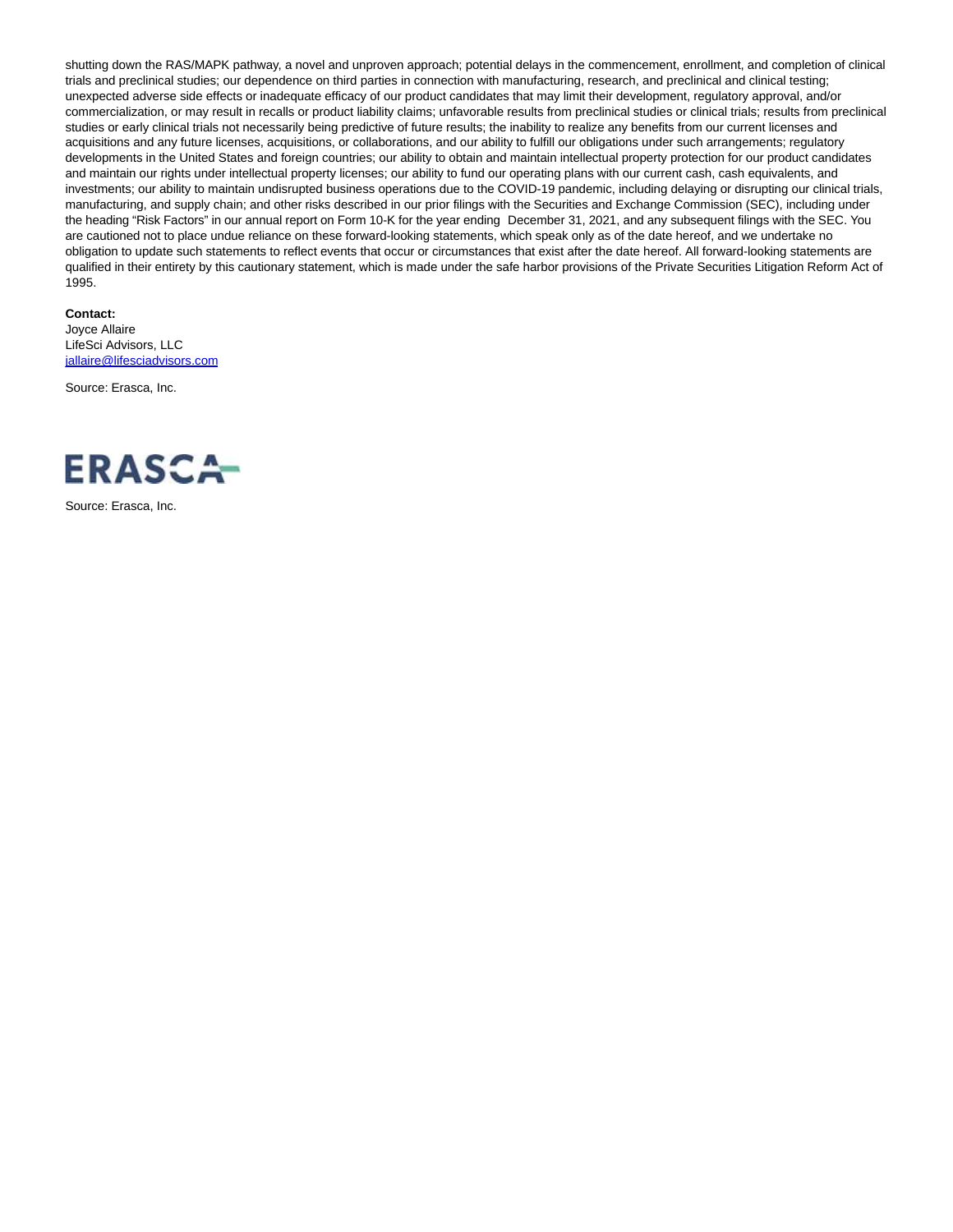shutting down the RAS/MAPK pathway, a novel and unproven approach; potential delays in the commencement, enrollment, and completion of clinical trials and preclinical studies; our dependence on third parties in connection with manufacturing, research, and preclinical and clinical testing; unexpected adverse side effects or inadequate efficacy of our product candidates that may limit their development, regulatory approval, and/or commercialization, or may result in recalls or product liability claims; unfavorable results from preclinical studies or clinical trials; results from preclinical studies or early clinical trials not necessarily being predictive of future results; the inability to realize any benefits from our current licenses and acquisitions and any future licenses, acquisitions, or collaborations, and our ability to fulfill our obligations under such arrangements; regulatory developments in the United States and foreign countries; our ability to obtain and maintain intellectual property protection for our product candidates and maintain our rights under intellectual property licenses; our ability to fund our operating plans with our current cash, cash equivalents, and investments; our ability to maintain undisrupted business operations due to the COVID-19 pandemic, including delaying or disrupting our clinical trials, manufacturing, and supply chain; and other risks described in our prior filings with the Securities and Exchange Commission (SEC), including under the heading "Risk Factors" in our annual report on Form 10-K for the year ending December 31, 2021, and any subsequent filings with the SEC. You are cautioned not to place undue reliance on these forward-looking statements, which speak only as of the date hereof, and we undertake no obligation to update such statements to reflect events that occur or circumstances that exist after the date hereof. All forward-looking statements are qualified in their entirety by this cautionary statement, which is made under the safe harbor provisions of the Private Securities Litigation Reform Act of 1995.

**Contact:**
Joyce Allaire
LifeSci Advisors, LLC
jallaire@lifesciadvisors.com

Source: Erasca, Inc.

ERASCA

Source: Erasca, Inc.